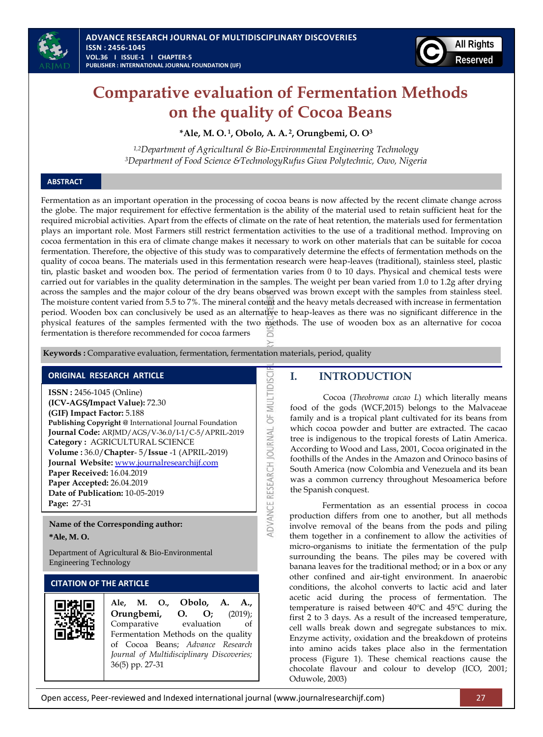# Comparative evaluation of Fermentation Methods on the quality of Cocoa Beans

**\*Ale, M. O.[1], Obolo, A. A.[2], Orungbemi, O. O[3]**

[1,2]Department of Agricultural & Bio-Environmental Engineering Technology
[3]Department of Food Science &TechnologyRufus Giwa Polytechnic, Owo, Nigeria

## ABSTRACT

Fermentation as an important operation in the processing of cocoa beans is now affected by the recent climate change across the globe. The major requirement for effective fermentation is the ability of the material used to retain sufficient heat for the required microbial activities. Apart from the effects of climate on the rate of heat retention, the materials used for fermentation plays an important role. Most Farmers still restrict fermentation activities to the use of a traditional method. Improving on cocoa fermentation in this era of climate change makes it necessary to work on other materials that can be suitable for cocoa fermentation. Therefore, the objective of this study was to comparatively determine the effects of fermentation methods on the quality of cocoa beans. The materials used in this fermentation research were heap-leaves (traditional), stainless steel, plastic tin, plastic basket and wooden box. The period of fermentation varies from 0 to 10 days. Physical and chemical tests were carried out for variables in the quality determination in the samples. The weight per bean varied from 1.0 to 1.2g after drying across the samples and the major colour of the dry beans observed was brown except with the samples from stainless steel. The moisture content varied from 5.5 to 7%. The mineral content and the heavy metals decreased with increase in fermentation period. Wooden box can conclusively be used as an alternative to heap-leaves as there was no significant difference in the physical features of the samples fermented with the two methods. The use of wooden box as an alternative for cocoa fermentation is therefore recommended for cocoa farmers

**Keywords :** Comparative evaluation, fermentation, fermentation materials, period, quality

### ORIGINAL RESEARCH ARTICLE

**ISSN :** 2456-1045 (Online)
**(ICV-AGS/Impact Value):** 72.30
**(GIF) Impact Factor:** 5.188
**Publishing Copyright @** International Journal Foundation
**Journal Code:** ARJMD/AGS/V-36.0/I-1/C-5/APRIL-2019
**Category :** AGRICULTURAL SCIENCE
**Volume :** 36.0/**Chapter**- 5/**Issue** -1 (APRIL-2019)
**Journal Website:** www.journalresearchijf.com
**Paper Received:** 16.04.2019
**Paper Accepted:** 26.04.2019
**Date of Publication:** 10-05-2019
**Page:** 27-31

**Name of the Corresponding author:**
**\*Ale, M. O.**

Department of Agricultural & Bio-Environmental Engineering Technology

### CITATION OF THE ARTICLE

**Ale, M. O., Obolo, A. A., Orungbemi, O. O;** (2019); Comparative evaluation of Fermentation Methods on the quality of Cocoa Beans; *Advance Research Journal of Multidisciplinary Discoveries;* 36(5) pp. 27-31

## I. INTRODUCTION

Cocoa (*Theobroma cacao L*) which literally means food of the gods (WCF,2015) belongs to the Malvaceae family and is a tropical plant cultivated for its beans from which cocoa powder and butter are extracted. The cacao tree is indigenous to the tropical forests of Latin America. According to Wood and Lass, 2001, Cocoa originated in the foothills of the Andes in the Amazon and Orinoco basins of South America (now Colombia and Venezuela and its bean was a common currency throughout Mesoamerica before the Spanish conquest.

Fermentation as an essential process in cocoa production differs from one to another, but all methods involve removal of the beans from the pods and piling them together in a confinement to allow the activities of micro-organisms to initiate the fermentation of the pulp surrounding the beans. The piles may be covered with banana leaves for the traditional method; or in a box or any other confined and air-tight environment. In anaerobic conditions, the alcohol converts to lactic acid and later acetic acid during the process of fermentation. The temperature is raised between 40°C and 45°C during the first 2 to 3 days. As a result of the increased temperature, cell walls break down and segregate substances to mix. Enzyme activity, oxidation and the breakdown of proteins into amino acids takes place also in the fermentation process (Figure 1). These chemical reactions cause the chocolate flavour and colour to develop (ICO, 2001; Oduwole, 2003)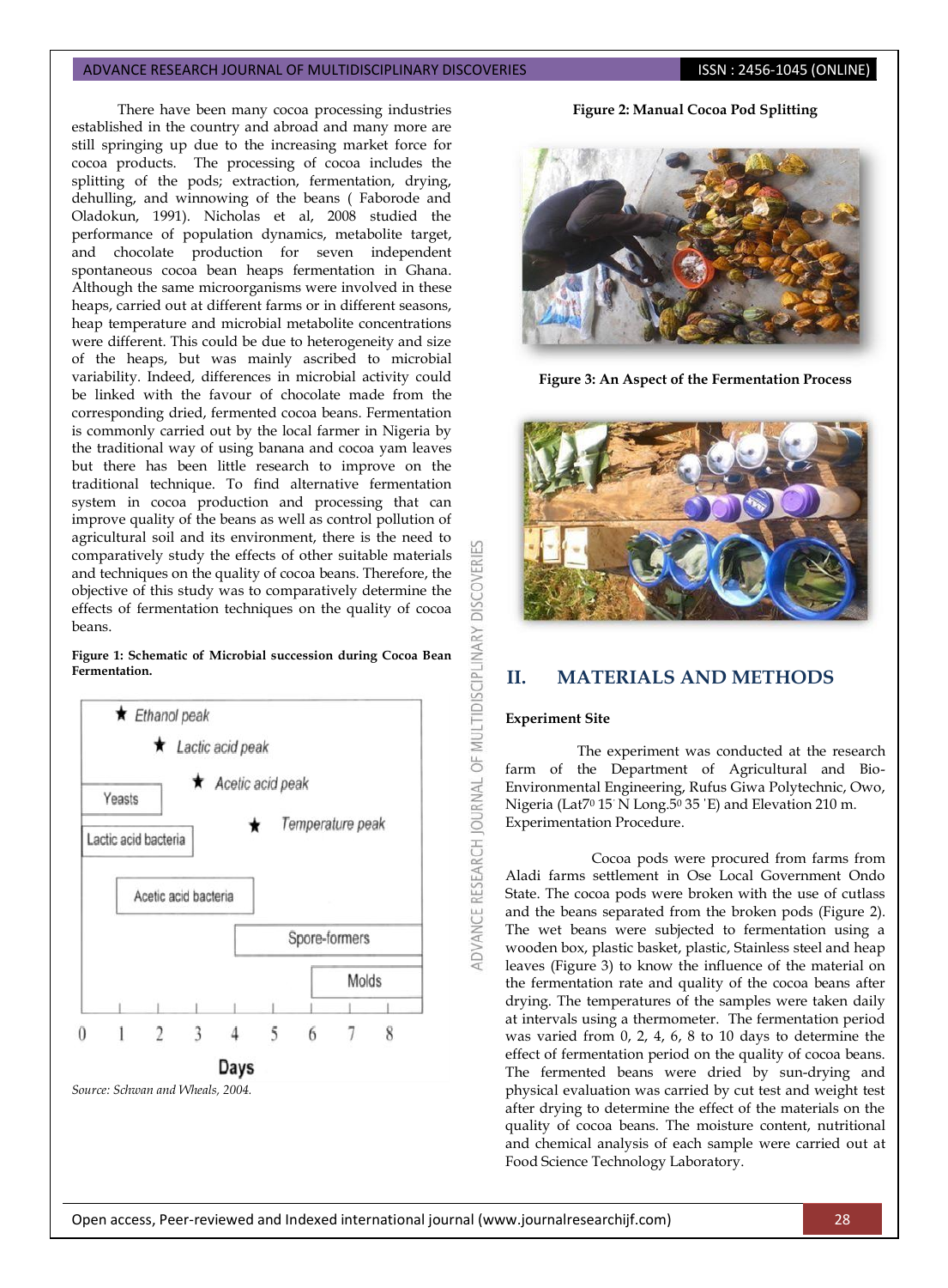There have been many cocoa processing industries established in the country and abroad and many more are still springing up due to the increasing market force for cocoa products. The processing of cocoa includes the splitting of the pods; extraction, fermentation, drying, dehulling, and winnowing of the beans ( Faborode and Oladokun, 1991). Nicholas et al, 2008 studied the performance of population dynamics, metabolite target, and chocolate production for seven independent spontaneous cocoa bean heaps fermentation in Ghana. Although the same microorganisms were involved in these heaps, carried out at different farms or in different seasons, heap temperature and microbial metabolite concentrations were different. This could be due to heterogeneity and size of the heaps, but was mainly ascribed to microbial variability. Indeed, differences in microbial activity could be linked with the favour of chocolate made from the corresponding dried, fermented cocoa beans. Fermentation is commonly carried out by the local farmer in Nigeria by the traditional way of using banana and cocoa yam leaves but there has been little research to improve on the traditional technique. To find alternative fermentation system in cocoa production and processing that can improve quality of the beans as well as control pollution of agricultural soil and its environment, there is the need to comparatively study the effects of other suitable materials and techniques on the quality of cocoa beans. Therefore, the objective of this study was to comparatively determine the effects of fermentation techniques on the quality of cocoa beans.

**Figure 1: Schematic of Microbial succession during Cocoa Bean Fermentation.**

*Source: Schwan and Wheals, 2004.*

**Figure 2: Manual Cocoa Pod Splitting**

**Figure 3: An Aspect of the Fermentation Process**

## II. MATERIALS AND METHODS

**Experiment Site**

The experiment was conducted at the research farm of the Department of Agricultural and Bio-Environmental Engineering, Rufus Giwa Polytechnic, Owo, Nigeria (Lat7$^0$ 15' N Long.5$^0$ 35 'E) and Elevation 210 m. Experimentation Procedure.

Cocoa pods were procured from farms from Aladi farms settlement in Ose Local Government Ondo State. The cocoa pods were broken with the use of cutlass and the beans separated from the broken pods (Figure 2). The wet beans were subjected to fermentation using a wooden box, plastic basket, plastic, Stainless steel and heap leaves (Figure 3) to know the influence of the material on the fermentation rate and quality of the cocoa beans after drying. The temperatures of the samples were taken daily at intervals using a thermometer. The fermentation period was varied from 0, 2, 4, 6, 8 to 10 days to determine the effect of fermentation period on the quality of cocoa beans. The fermented beans were dried by sun-drying and physical evaluation was carried by cut test and weight test after drying to determine the effect of the materials on the quality of cocoa beans. The moisture content, nutritional and chemical analysis of each sample were carried out at Food Science Technology Laboratory.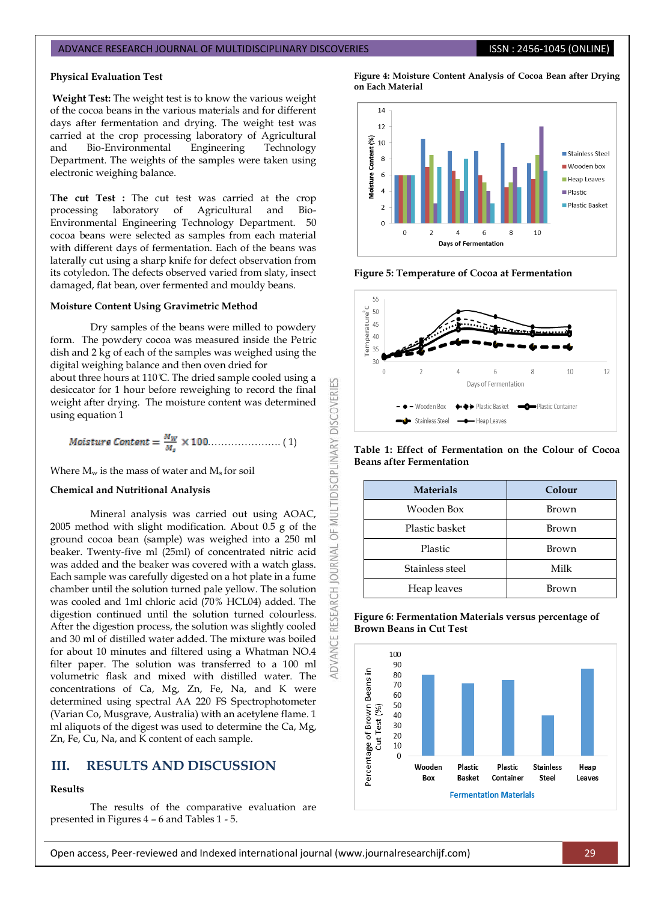**Physical Evaluation Test**

**Weight Test:** The weight test is to know the various weight of the cocoa beans in the various materials and for different days after fermentation and drying. The weight test was carried at the crop processing laboratory of Agricultural and Bio-Environmental Engineering Technology Department. The weights of the samples were taken using electronic weighing balance.

**The cut Test :** The cut test was carried at the crop processing laboratory of Agricultural and Bio-Environmental Engineering Technology Department. 50 cocoa beans were selected as samples from each material with different days of fermentation. Each of the beans was laterally cut using a sharp knife for defect observation from its cotyledon. The defects observed varied from slaty, insect damaged, flat bean, over fermented and mouldy beans.

**Moisture Content Using Gravimetric Method**

Dry samples of the beans were milled to powdery form. The powdery cocoa was measured inside the Petric dish and 2 kg of each of the samples was weighed using the digital weighing balance and then oven dried for about three hours at 110℃. The dried sample cooled using a desiccator for 1 hour before reweighing to record the final weight after drying. The moisture content was determined using equation 1

$$Moisture\ Content = \frac{M_W}{M_s} \times 100 \quad (1)$$

Where $M_w$ is the mass of water and $M_s$ for soil

**Chemical and Nutritional Analysis**

Mineral analysis was carried out using AOAC, 2005 method with slight modification. About 0.5 g of the ground cocoa bean (sample) was weighed into a 250 ml beaker. Twenty-five ml (25ml) of concentrated nitric acid was added and the beaker was covered with a watch glass. Each sample was carefully digested on a hot plate in a fume chamber until the solution turned pale yellow. The solution was cooled and 1ml chloric acid (70% HCL04) added. The digestion continued until the solution turned colourless. After the digestion process, the solution was slightly cooled and 30 ml of distilled water added. The mixture was boiled for about 10 minutes and filtered using a Whatman NO.4 filter paper. The solution was transferred to a 100 ml volumetric flask and mixed with distilled water. The concentrations of Ca, Mg, Zn, Fe, Na, and K were determined using spectral AA 220 FS Spectrophotometer (Varian Co, Musgrave, Australia) with an acetylene flame. 1 ml aliquots of the digest was used to determine the Ca, Mg, Zn, Fe, Cu, Na, and K content of each sample.

## III. RESULTS AND DISCUSSION

**Results**

The results of the comparative evaluation are presented in Figures 4 – 6 and Tables 1 - 5.

**Figure 4: Moisture Content Analysis of Cocoa Bean after Drying on Each Material**

**Figure 5: Temperature of Cocoa at Fermentation**

**Table 1: Effect of Fermentation on the Colour of Cocoa Beans after Fermentation**

| Materials | Colour |
|---|---|
| Wooden Box | Brown |
| Plastic basket | Brown |
| Plastic | Brown |
| Stainless steel | Milk |
| Heap leaves | Brown |

**Figure 6: Fermentation Materials versus percentage of Brown Beans in Cut Test**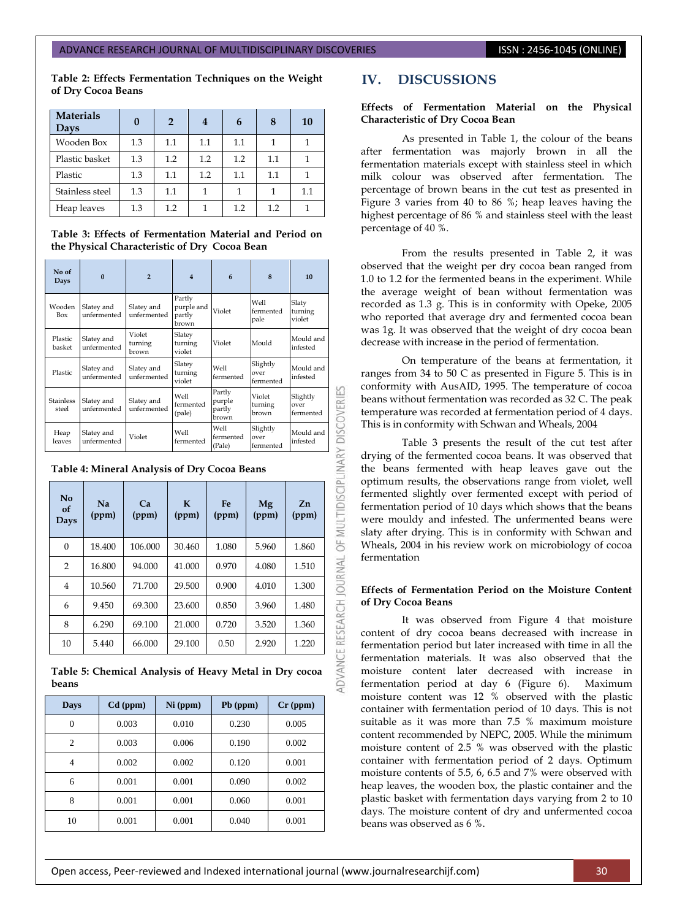**Table 2: Effects Fermentation Techniques on the Weight of Dry Cocoa Beans**

| Materials Days | 0 | 2 | 4 | 6 | 8 | 10 |
|---|---|---|---|---|---|---|
| Wooden Box | 1.3 | 1.1 | 1.1 | 1.1 | 1 | 1 |
| Plastic basket | 1.3 | 1.2 | 1.2 | 1.2 | 1.1 | 1 |
| Plastic | 1.3 | 1.1 | 1.2 | 1.1 | 1.1 | 1 |
| Stainless steel | 1.3 | 1.1 | 1 | 1 | 1 | 1.1 |
| Heap leaves | 1.3 | 1.2 | 1 | 1.2 | 1.2 | 1 |

**Table 3: Effects of Fermentation Material and Period on the Physical Characteristic of Dry Cocoa Bean**

| No of Days | 0 | 2 | 4 | 6 | 8 | 10 |
|---|---|---|---|---|---|---|
| Wooden Box | Slatey and unfermented | Slatey and unfermented | Partly purple and partly brown | Violet | Well fermented pale | Slaty turning violet |
| Plastic basket | Slatey and unfermented | Violet turning brown | Slatey turning violet | Violet | Mould | Mould and infested |
| Plastic | Slatey and unfermented | Slatey and unfermented | Slatey turning violet | Well fermented | Slightly over fermented | Mould and infested |
| Stainless steel | Slatey and unfermented | Slatey and unfermented | Well fermented (pale) | Partly purple partly brown | Violet turning brown | Slightly over fermented |
| Heap leaves | Slatey and unfermented | Violet | Well fermented | Well fermented (Pale) | Slightly over fermented | Mould and infested |

**Table 4: Mineral Analysis of Dry Cocoa Beans**

| No of Days | Na (ppm) | Ca (ppm) | K (ppm) | Fe (ppm) | Mg (ppm) | Zn (ppm) |
|---|---|---|---|---|---|---|
| 0 | 18.400 | 106.000 | 30.460 | 1.080 | 5.960 | 1.860 |
| 2 | 16.800 | 94.000 | 41.000 | 0.970 | 4.080 | 1.510 |
| 4 | 10.560 | 71.700 | 29.500 | 0.900 | 4.010 | 1.300 |
| 6 | 9.450 | 69.300 | 23.600 | 0.850 | 3.960 | 1.480 |
| 8 | 6.290 | 69.100 | 21.000 | 0.720 | 3.520 | 1.360 |
| 10 | 5.440 | 66.000 | 29.100 | 0.50 | 2.920 | 1.220 |

**Table 5: Chemical Analysis of Heavy Metal in Dry cocoa beans**

| Days | Cd (ppm) | Ni (ppm) | Pb (ppm) | Cr (ppm) |
|---|---|---|---|---|
| 0 | 0.003 | 0.010 | 0.230 | 0.005 |
| 2 | 0.003 | 0.006 | 0.190 | 0.002 |
| 4 | 0.002 | 0.002 | 0.120 | 0.001 |
| 6 | 0.001 | 0.001 | 0.090 | 0.002 |
| 8 | 0.001 | 0.001 | 0.060 | 0.001 |
| 10 | 0.001 | 0.001 | 0.040 | 0.001 |

## IV. DISCUSSIONS

**Effects of Fermentation Material on the Physical Characteristic of Dry Cocoa Bean**

As presented in Table 1, the colour of the beans after fermentation was majorly brown in all the fermentation materials except with stainless steel in which milk colour was observed after fermentation. The percentage of brown beans in the cut test as presented in Figure 3 varies from 40 to 86 %; heap leaves having the highest percentage of 86 % and stainless steel with the least percentage of 40 %.

From the results presented in Table 2, it was observed that the weight per dry cocoa bean ranged from 1.0 to 1.2 for the fermented beans in the experiment. While the average weight of bean without fermentation was recorded as 1.3 g. This is in conformity with Opeke, 2005 who reported that average dry and fermented cocoa bean was 1g. It was observed that the weight of dry cocoa bean decrease with increase in the period of fermentation.

On temperature of the beans at fermentation, it ranges from 34 to 50 C as presented in Figure 5. This is in conformity with AusAID, 1995. The temperature of cocoa beans without fermentation was recorded as 32 C. The peak temperature was recorded at fermentation period of 4 days. This is in conformity with Schwan and Wheals, 2004

Table 3 presents the result of the cut test after drying of the fermented cocoa beans. It was observed that the beans fermented with heap leaves gave out the optimum results, the observations range from violet, well fermented slightly over fermented except with period of fermentation period of 10 days which shows that the beans were mouldy and infested. The unfermented beans were slaty after drying. This is in conformity with Schwan and Wheals, 2004 in his review work on microbiology of cocoa fermentation

**Effects of Fermentation Period on the Moisture Content of Dry Cocoa Beans**

It was observed from Figure 4 that moisture content of dry cocoa beans decreased with increase in fermentation period but later increased with time in all the fermentation materials. It was also observed that the moisture content later decreased with increase in fermentation period at day 6 (Figure 6). Maximum moisture content was 12 % observed with the plastic container with fermentation period of 10 days. This is not suitable as it was more than 7.5 % maximum moisture content recommended by NEPC, 2005. While the minimum moisture content of 2.5 % was observed with the plastic container with fermentation period of 2 days. Optimum moisture contents of 5.5, 6, 6.5 and 7% were observed with heap leaves, the wooden box, the plastic container and the plastic basket with fermentation days varying from 2 to 10 days. The moisture content of dry and unfermented cocoa beans was observed as 6 %.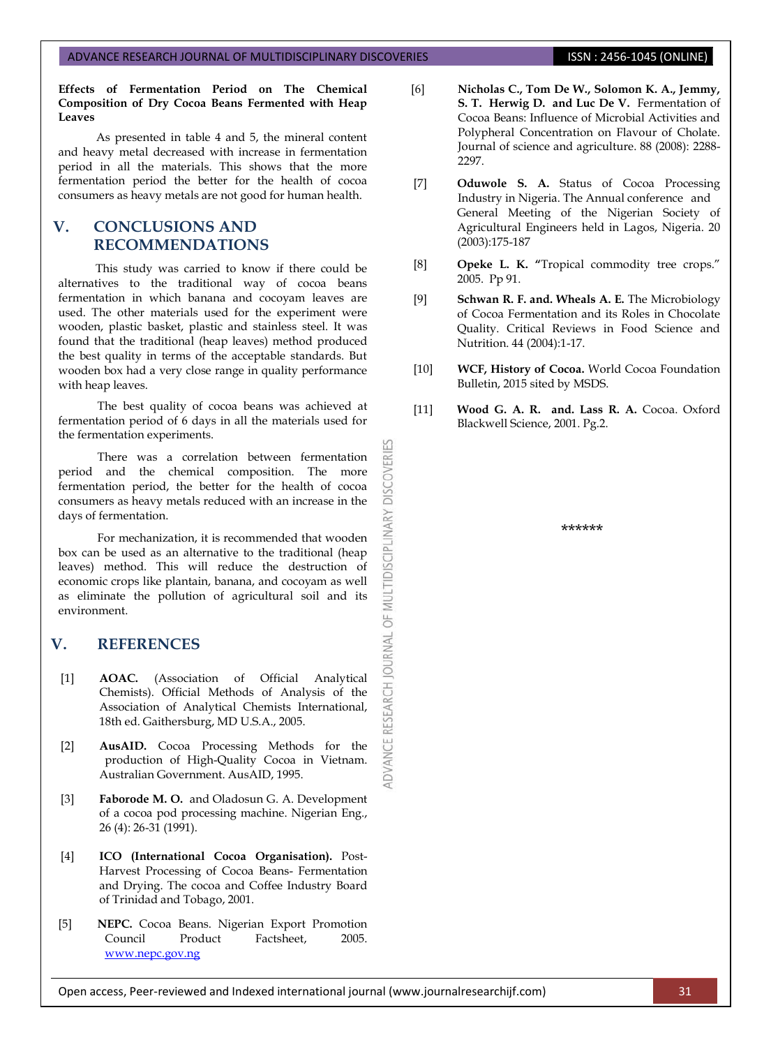**Effects of Fermentation Period on The Chemical Composition of Dry Cocoa Beans Fermented with Heap Leaves**

As presented in table 4 and 5, the mineral content and heavy metal decreased with increase in fermentation period in all the materials. This shows that the more fermentation period the better for the health of cocoa consumers as heavy metals are not good for human health.

## V. CONCLUSIONS AND RECOMMENDATIONS

This study was carried to know if there could be alternatives to the traditional way of cocoa beans fermentation in which banana and cocoyam leaves are used. The other materials used for the experiment were wooden, plastic basket, plastic and stainless steel. It was found that the traditional (heap leaves) method produced the best quality in terms of the acceptable standards. But wooden box had a very close range in quality performance with heap leaves.

The best quality of cocoa beans was achieved at fermentation period of 6 days in all the materials used for the fermentation experiments.

There was a correlation between fermentation period and the chemical composition. The more fermentation period, the better for the health of cocoa consumers as heavy metals reduced with an increase in the days of fermentation.

For mechanization, it is recommended that wooden box can be used as an alternative to the traditional (heap leaves) method. This will reduce the destruction of economic crops like plantain, banana, and cocoyam as well as eliminate the pollution of agricultural soil and its environment.

## V. REFERENCES

[1] **AOAC.** (Association of Official Analytical Chemists). Official Methods of Analysis of the Association of Analytical Chemists International, 18th ed. Gaithersburg, MD U.S.A., 2005.

[2] **AusAID.** Cocoa Processing Methods for the production of High-Quality Cocoa in Vietnam. Australian Government. AusAID, 1995.

[3] **Faborode M. O.** and Oladosun G. A. Development of a cocoa pod processing machine. Nigerian Eng., 26 (4): 26-31 (1991).

[4] **ICO (International Cocoa Organisation).** Post-Harvest Processing of Cocoa Beans- Fermentation and Drying. The cocoa and Coffee Industry Board of Trinidad and Tobago, 2001.

[5] **NEPC.** Cocoa Beans. Nigerian Export Promotion Council Product Factsheet, 2005. www.nepc.gov.ng

[6] **Nicholas C., Tom De W., Solomon K. A., Jemmy, S. T. Herwig D. and Luc De V.** Fermentation of Cocoa Beans: Influence of Microbial Activities and Polypheral Concentration on Flavour of Cholate. Journal of science and agriculture. 88 (2008): 2288-2297.

[7] **Oduwole S. A.** Status of Cocoa Processing Industry in Nigeria. The Annual conference and General Meeting of the Nigerian Society of Agricultural Engineers held in Lagos, Nigeria. 20 (2003):175-187

[8] **Opeke L. K.** "Tropical commodity tree crops." 2005. Pp 91.

[9] **Schwan R. F. and. Wheals A. E.** The Microbiology of Cocoa Fermentation and its Roles in Chocolate Quality. Critical Reviews in Food Science and Nutrition. 44 (2004):1-17.

[10] **WCF, History of Cocoa.** World Cocoa Foundation Bulletin, 2015 sited by MSDS.

[11] **Wood G. A. R. and. Lass R. A.** Cocoa. Oxford Blackwell Science, 2001. Pg.2.

******